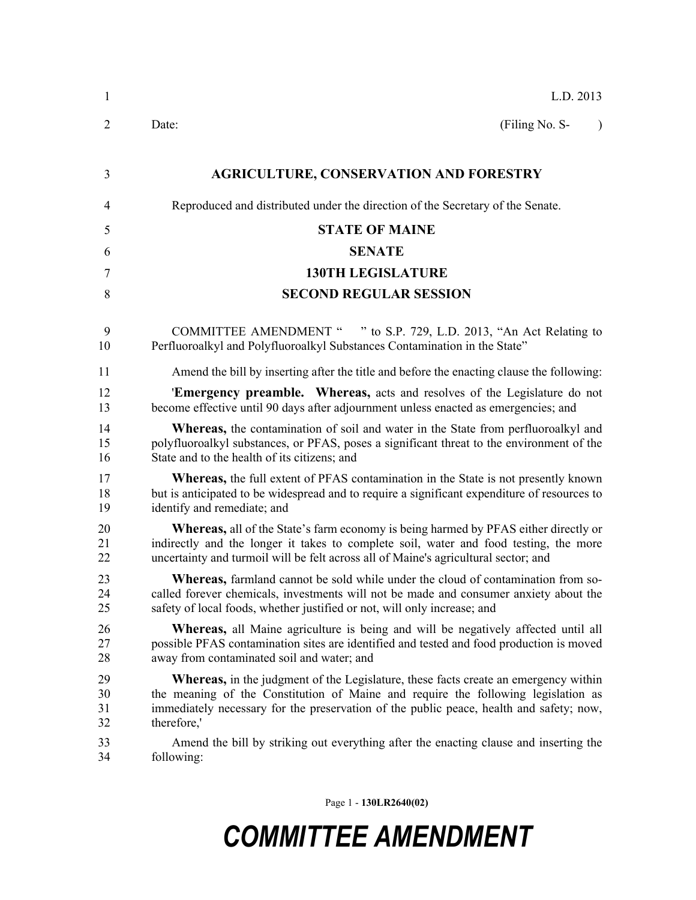L.D. 2013

Date: (Filing No. S- )

# AGRICULTURE, CONSERVATION AND FORESTRY

Reproduced and distributed under the direction of the Secretary of the Senate.

## STATE OF MAINE

## SENATE

## 130TH LEGISLATURE

## SECOND REGULAR SESSION

COMMITTEE AMENDMENT " " to S.P. 729, L.D. 2013, "An Act Relating to Perfluoroalkyl and Polyfluoroalkyl Substances Contamination in the State"

Amend the bill by inserting after the title and before the enacting clause the following:

'**Emergency preamble. Whereas,** acts and resolves of the Legislature do not become effective until 90 days after adjournment unless enacted as emergencies; and

**Whereas,** the contamination of soil and water in the State from perfluoroalkyl and polyfluoroalkyl substances, or PFAS, poses a significant threat to the environment of the State and to the health of its citizens; and

**Whereas,** the full extent of PFAS contamination in the State is not presently known but is anticipated to be widespread and to require a significant expenditure of resources to identify and remediate; and

**Whereas,** all of the State's farm economy is being harmed by PFAS either directly or indirectly and the longer it takes to complete soil, water and food testing, the more uncertainty and turmoil will be felt across all of Maine's agricultural sector; and

**Whereas,** farmland cannot be sold while under the cloud of contamination from so-called forever chemicals, investments will not be made and consumer anxiety about the safety of local foods, whether justified or not, will only increase; and

**Whereas,** all Maine agriculture is being and will be negatively affected until all possible PFAS contamination sites are identified and tested and food production is moved away from contaminated soil and water; and

**Whereas,** in the judgment of the Legislature, these facts create an emergency within the meaning of the Constitution of Maine and require the following legislation as immediately necessary for the preservation of the public peace, health and safety; now, therefore,'

Amend the bill by striking out everything after the enacting clause and inserting the following: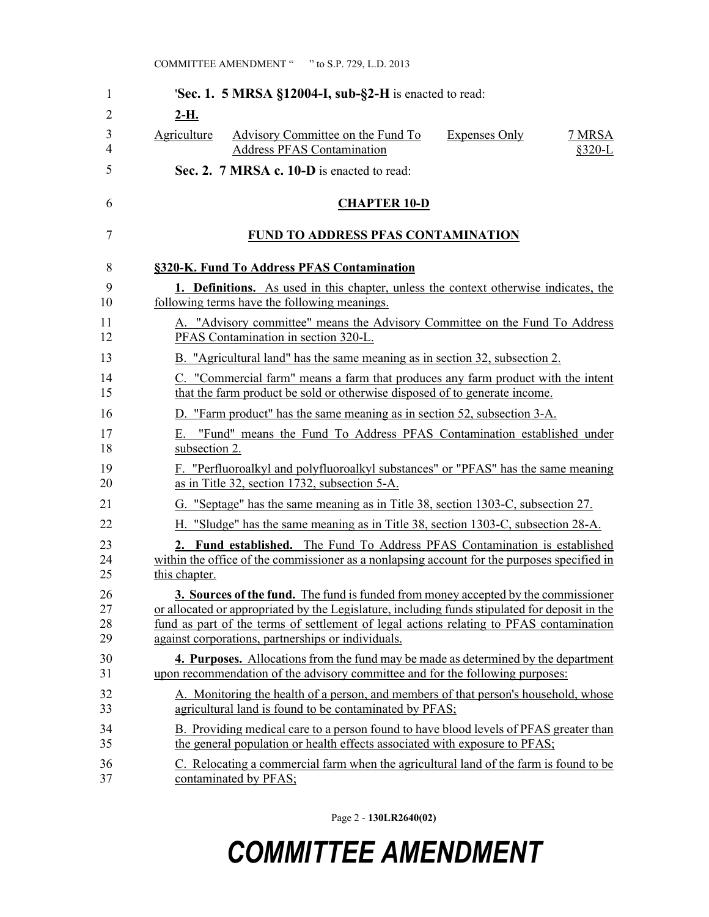'**Sec. 1. 5 MRSA §12004-I, sub-§2-H** is enacted to read:

**2-H.**

| Agriculture | Advisory Committee on the Fund To Address PFAS Contamination | Expenses Only | 7 MRSA §320-L |
|---|---|---|---|

**Sec. 2. 7 MRSA c. 10-D** is enacted to read:

## CHAPTER 10-D

## FUND TO ADDRESS PFAS CONTAMINATION

### §320-K. Fund To Address PFAS Contamination

**1. Definitions.** As used in this chapter, unless the context otherwise indicates, the following terms have the following meanings.

A. "Advisory committee" means the Advisory Committee on the Fund To Address PFAS Contamination in section 320-L.

B. "Agricultural land" has the same meaning as in section 32, subsection 2.

C. "Commercial farm" means a farm that produces any farm product with the intent that the farm product be sold or otherwise disposed of to generate income.

D. "Farm product" has the same meaning as in section 52, subsection 3-A.

E. "Fund" means the Fund To Address PFAS Contamination established under subsection 2.

F. "Perfluoroalkyl and polyfluoroalkyl substances" or "PFAS" has the same meaning as in Title 32, section 1732, subsection 5-A.

G. "Septage" has the same meaning as in Title 38, section 1303-C, subsection 27.

H. "Sludge" has the same meaning as in Title 38, section 1303-C, subsection 28-A.

**2. Fund established.** The Fund To Address PFAS Contamination is established within the office of the commissioner as a nonlapsing account for the purposes specified in this chapter.

**3. Sources of the fund.** The fund is funded from money accepted by the commissioner or allocated or appropriated by the Legislature, including funds stipulated for deposit in the fund as part of the terms of settlement of legal actions relating to PFAS contamination against corporations, partnerships or individuals.

**4. Purposes.** Allocations from the fund may be made as determined by the department upon recommendation of the advisory committee and for the following purposes:

A. Monitoring the health of a person, and members of that person's household, whose agricultural land is found to be contaminated by PFAS;

B. Providing medical care to a person found to have blood levels of PFAS greater than the general population or health effects associated with exposure to PFAS;

C. Relocating a commercial farm when the agricultural land of the farm is found to be contaminated by PFAS;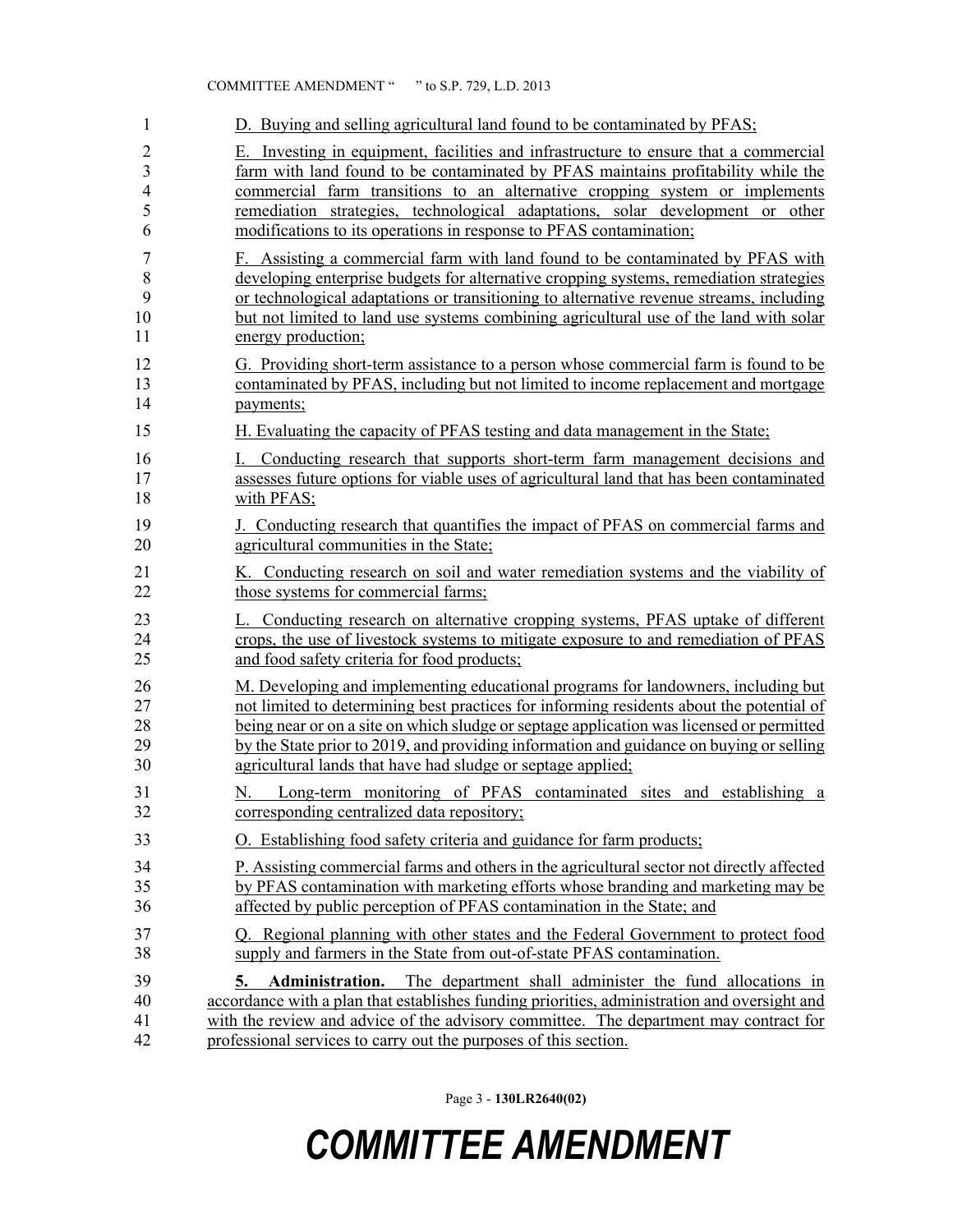D. Buying and selling agricultural land found to be contaminated by PFAS;

E. Investing in equipment, facilities and infrastructure to ensure that a commercial farm with land found to be contaminated by PFAS maintains profitability while the commercial farm transitions to an alternative cropping system or implements remediation strategies, technological adaptations, solar development or other modifications to its operations in response to PFAS contamination;

F. Assisting a commercial farm with land found to be contaminated by PFAS with developing enterprise budgets for alternative cropping systems, remediation strategies or technological adaptations or transitioning to alternative revenue streams, including but not limited to land use systems combining agricultural use of the land with solar energy production;

G. Providing short-term assistance to a person whose commercial farm is found to be contaminated by PFAS, including but not limited to income replacement and mortgage payments;

H. Evaluating the capacity of PFAS testing and data management in the State;

I. Conducting research that supports short-term farm management decisions and assesses future options for viable uses of agricultural land that has been contaminated with PFAS;

J. Conducting research that quantifies the impact of PFAS on commercial farms and agricultural communities in the State;

K. Conducting research on soil and water remediation systems and the viability of those systems for commercial farms;

L. Conducting research on alternative cropping systems, PFAS uptake of different crops, the use of livestock systems to mitigate exposure to and remediation of PFAS and food safety criteria for food products;

M. Developing and implementing educational programs for landowners, including but not limited to determining best practices for informing residents about the potential of being near or on a site on which sludge or septage application was licensed or permitted by the State prior to 2019, and providing information and guidance on buying or selling agricultural lands that have had sludge or septage applied;

N. Long-term monitoring of PFAS contaminated sites and establishing a corresponding centralized data repository;

O. Establishing food safety criteria and guidance for farm products;

P. Assisting commercial farms and others in the agricultural sector not directly affected by PFAS contamination with marketing efforts whose branding and marketing may be affected by public perception of PFAS contamination in the State; and

Q. Regional planning with other states and the Federal Government to protect food supply and farmers in the State from out-of-state PFAS contamination.

**5. Administration.** The department shall administer the fund allocations in accordance with a plan that establishes funding priorities, administration and oversight and with the review and advice of the advisory committee. The department may contract for professional services to carry out the purposes of this section.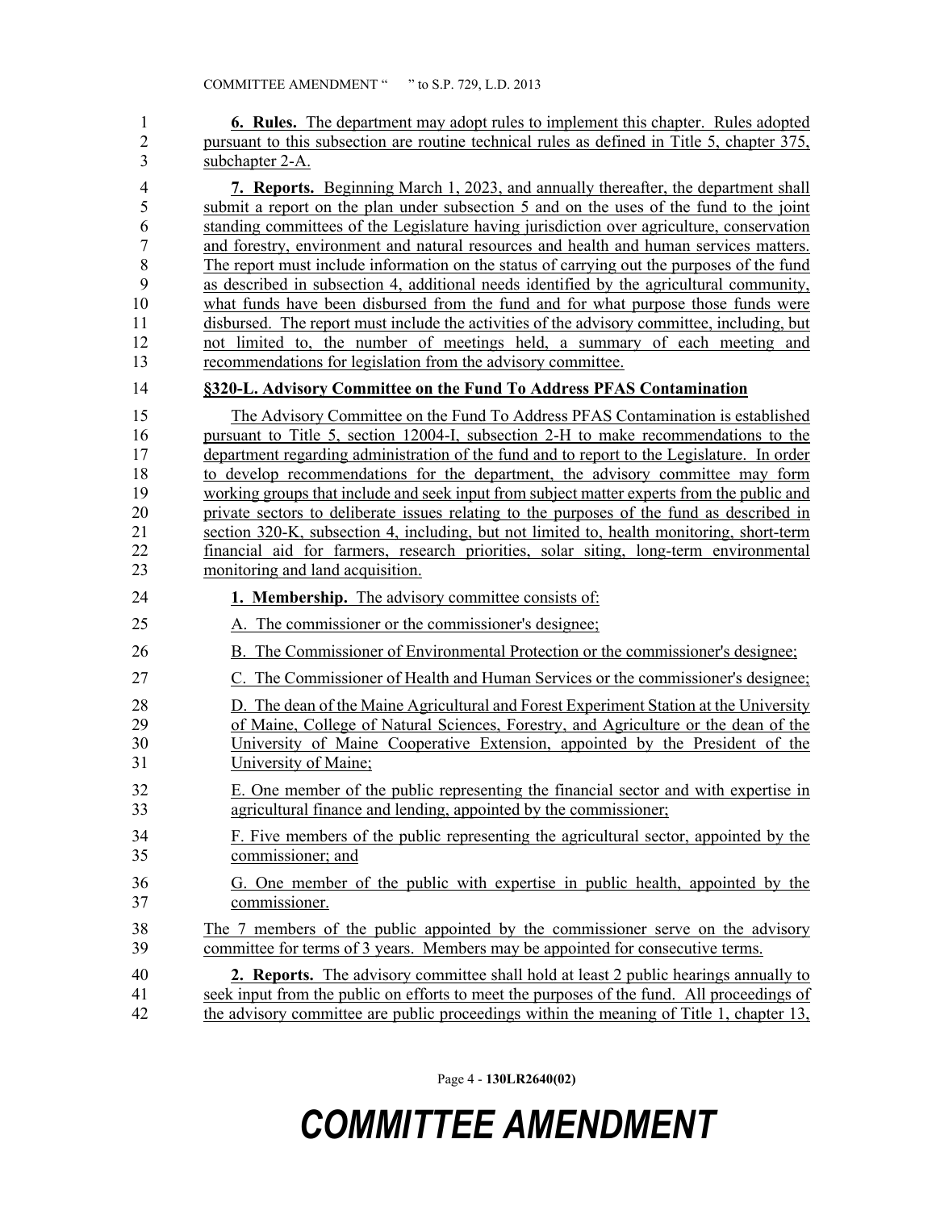**6. Rules.** The department may adopt rules to implement this chapter. Rules adopted pursuant to this subsection are routine technical rules as defined in Title 5, chapter 375, subchapter 2-A.

**7. Reports.** Beginning March 1, 2023, and annually thereafter, the department shall submit a report on the plan under subsection 5 and on the uses of the fund to the joint standing committees of the Legislature having jurisdiction over agriculture, conservation and forestry, environment and natural resources and health and human services matters. The report must include information on the status of carrying out the purposes of the fund as described in subsection 4, additional needs identified by the agricultural community, what funds have been disbursed from the fund and for what purpose those funds were disbursed. The report must include the activities of the advisory committee, including, but not limited to, the number of meetings held, a summary of each meeting and recommendations for legislation from the advisory committee.

**§320-L. Advisory Committee on the Fund To Address PFAS Contamination**

The Advisory Committee on the Fund To Address PFAS Contamination is established pursuant to Title 5, section 12004-I, subsection 2-H to make recommendations to the department regarding administration of the fund and to report to the Legislature. In order to develop recommendations for the department, the advisory committee may form working groups that include and seek input from subject matter experts from the public and private sectors to deliberate issues relating to the purposes of the fund as described in section 320-K, subsection 4, including, but not limited to, health monitoring, short-term financial aid for farmers, research priorities, solar siting, long-term environmental monitoring and land acquisition.

**1. Membership.** The advisory committee consists of:

A. The commissioner or the commissioner's designee;

B. The Commissioner of Environmental Protection or the commissioner's designee;

C. The Commissioner of Health and Human Services or the commissioner's designee;

D. The dean of the Maine Agricultural and Forest Experiment Station at the University of Maine, College of Natural Sciences, Forestry, and Agriculture or the dean of the University of Maine Cooperative Extension, appointed by the President of the University of Maine;

E. One member of the public representing the financial sector and with expertise in agricultural finance and lending, appointed by the commissioner;

F. Five members of the public representing the agricultural sector, appointed by the commissioner; and

G. One member of the public with expertise in public health, appointed by the commissioner.

The 7 members of the public appointed by the commissioner serve on the advisory committee for terms of 3 years. Members may be appointed for consecutive terms.

**2. Reports.** The advisory committee shall hold at least 2 public hearings annually to seek input from the public on efforts to meet the purposes of the fund. All proceedings of the advisory committee are public proceedings within the meaning of Title 1, chapter 13,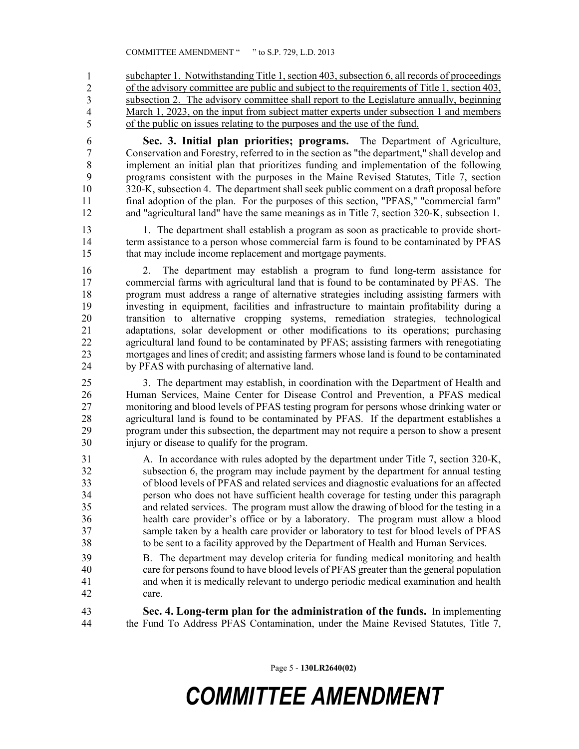subchapter 1. Notwithstanding Title 1, section 403, subsection 6, all records of proceedings of the advisory committee are public and subject to the requirements of Title 1, section 403, subsection 2. The advisory committee shall report to the Legislature annually, beginning March 1, 2023, on the input from subject matter experts under subsection 1 and members of the public on issues relating to the purposes and the use of the fund.

**Sec. 3. Initial plan priorities; programs.** The Department of Agriculture, Conservation and Forestry, referred to in the section as "the department," shall develop and implement an initial plan that prioritizes funding and implementation of the following programs consistent with the purposes in the Maine Revised Statutes, Title 7, section 320-K, subsection 4. The department shall seek public comment on a draft proposal before final adoption of the plan. For the purposes of this section, "PFAS," "commercial farm" and "agricultural land" have the same meanings as in Title 7, section 320-K, subsection 1.

1. The department shall establish a program as soon as practicable to provide short-term assistance to a person whose commercial farm is found to be contaminated by PFAS that may include income replacement and mortgage payments.

2. The department may establish a program to fund long-term assistance for commercial farms with agricultural land that is found to be contaminated by PFAS. The program must address a range of alternative strategies including assisting farmers with investing in equipment, facilities and infrastructure to maintain profitability during a transition to alternative cropping systems, remediation strategies, technological adaptations, solar development or other modifications to its operations; purchasing agricultural land found to be contaminated by PFAS; assisting farmers with renegotiating mortgages and lines of credit; and assisting farmers whose land is found to be contaminated by PFAS with purchasing of alternative land.

3. The department may establish, in coordination with the Department of Health and Human Services, Maine Center for Disease Control and Prevention, a PFAS medical monitoring and blood levels of PFAS testing program for persons whose drinking water or agricultural land is found to be contaminated by PFAS. If the department establishes a program under this subsection, the department may not require a person to show a present injury or disease to qualify for the program.

A. In accordance with rules adopted by the department under Title 7, section 320-K, subsection 6, the program may include payment by the department for annual testing of blood levels of PFAS and related services and diagnostic evaluations for an affected person who does not have sufficient health coverage for testing under this paragraph and related services. The program must allow the drawing of blood for the testing in a health care provider's office or by a laboratory. The program must allow a blood sample taken by a health care provider or laboratory to test for blood levels of PFAS to be sent to a facility approved by the Department of Health and Human Services.

B. The department may develop criteria for funding medical monitoring and health care for persons found to have blood levels of PFAS greater than the general population and when it is medically relevant to undergo periodic medical examination and health care.

**Sec. 4. Long-term plan for the administration of the funds.** In implementing the Fund To Address PFAS Contamination, under the Maine Revised Statutes, Title 7,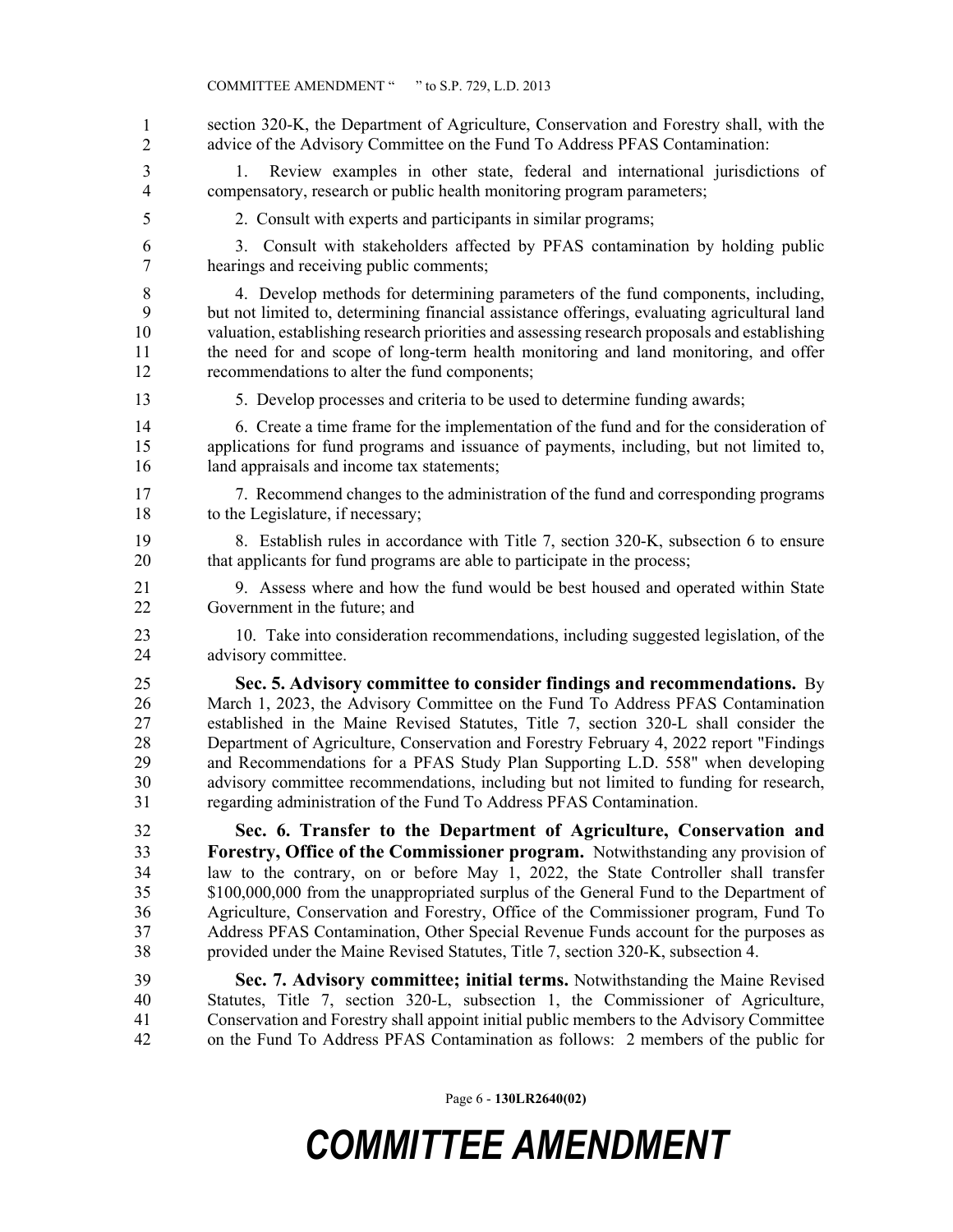section 320-K, the Department of Agriculture, Conservation and Forestry shall, with the advice of the Advisory Committee on the Fund To Address PFAS Contamination:

1. Review examples in other state, federal and international jurisdictions of compensatory, research or public health monitoring program parameters;

2. Consult with experts and participants in similar programs;

3. Consult with stakeholders affected by PFAS contamination by holding public hearings and receiving public comments;

4. Develop methods for determining parameters of the fund components, including, but not limited to, determining financial assistance offerings, evaluating agricultural land valuation, establishing research priorities and assessing research proposals and establishing the need for and scope of long-term health monitoring and land monitoring, and offer recommendations to alter the fund components;

5. Develop processes and criteria to be used to determine funding awards;

6. Create a time frame for the implementation of the fund and for the consideration of applications for fund programs and issuance of payments, including, but not limited to, land appraisals and income tax statements;

7. Recommend changes to the administration of the fund and corresponding programs to the Legislature, if necessary;

8. Establish rules in accordance with Title 7, section 320-K, subsection 6 to ensure that applicants for fund programs are able to participate in the process;

9. Assess where and how the fund would be best housed and operated within State Government in the future; and

10. Take into consideration recommendations, including suggested legislation, of the advisory committee.

**Sec. 5. Advisory committee to consider findings and recommendations.** By March 1, 2023, the Advisory Committee on the Fund To Address PFAS Contamination established in the Maine Revised Statutes, Title 7, section 320-L shall consider the Department of Agriculture, Conservation and Forestry February 4, 2022 report "Findings and Recommendations for a PFAS Study Plan Supporting L.D. 558" when developing advisory committee recommendations, including but not limited to funding for research, regarding administration of the Fund To Address PFAS Contamination.

**Sec. 6. Transfer to the Department of Agriculture, Conservation and Forestry, Office of the Commissioner program.** Notwithstanding any provision of law to the contrary, on or before May 1, 2022, the State Controller shall transfer $100,000,000 from the unappropriated surplus of the General Fund to the Department of Agriculture, Conservation and Forestry, Office of the Commissioner program, Fund To Address PFAS Contamination, Other Special Revenue Funds account for the purposes as provided under the Maine Revised Statutes, Title 7, section 320-K, subsection 4.

**Sec. 7. Advisory committee; initial terms.** Notwithstanding the Maine Revised Statutes, Title 7, section 320-L, subsection 1, the Commissioner of Agriculture, Conservation and Forestry shall appoint initial public members to the Advisory Committee on the Fund To Address PFAS Contamination as follows: 2 members of the public for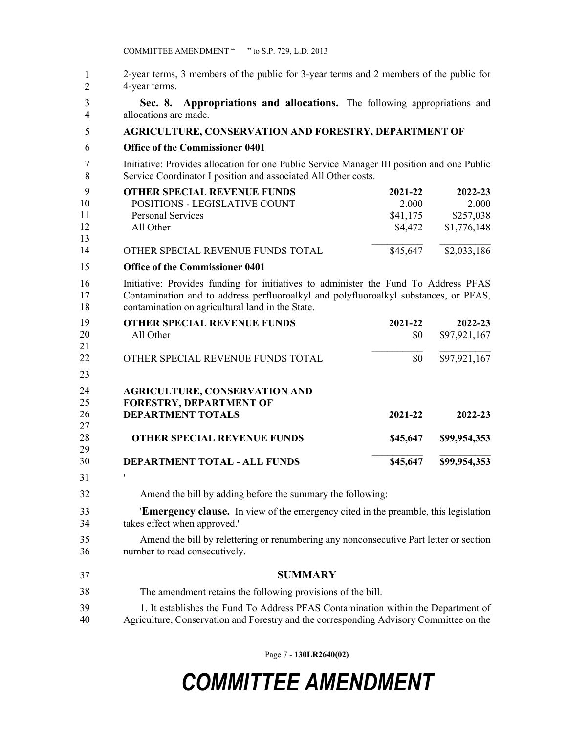2-year terms, 3 members of the public for 3-year terms and 2 members of the public for 4-year terms.

**Sec. 8. Appropriations and allocations.** The following appropriations and allocations are made.

**AGRICULTURE, CONSERVATION AND FORESTRY, DEPARTMENT OF**

**Office of the Commissioner 0401**

Initiative: Provides allocation for one Public Service Manager III position and one Public Service Coordinator I position and associated All Other costs.

| **OTHER SPECIAL REVENUE FUNDS** | **2021-22** | **2022-23** |
|---|---|---|
| POSITIONS - LEGISLATIVE COUNT | 2.000 | 2.000 |
| Personal Services | $41,175 | $257,038 |
| All Other | $4,472 | $1,776,148 |
| OTHER SPECIAL REVENUE FUNDS TOTAL | $45,647 | $2,033,186 |

**Office of the Commissioner 0401**

Initiative: Provides funding for initiatives to administer the Fund To Address PFAS Contamination and to address perfluoroalkyl and polyfluoroalkyl substances, or PFAS, contamination on agricultural land in the State.

| **OTHER SPECIAL REVENUE FUNDS** | **2021-22** | **2022-23** |
|---|---|---|
| All Other | $0 | $97,921,167 |
| OTHER SPECIAL REVENUE FUNDS TOTAL | $0 | $97,921,167 |

| **AGRICULTURE, CONSERVATION AND FORESTRY, DEPARTMENT OF DEPARTMENT TOTALS** | **2021-22** | **2022-23** |
|---|---|---|
| **OTHER SPECIAL REVENUE FUNDS** | **$45,647** | **$99,954,353** |
| **DEPARTMENT TOTAL - ALL FUNDS** | **$45,647** | **$99,954,353** |

'

Amend the bill by adding before the summary the following:

'**Emergency clause.** In view of the emergency cited in the preamble, this legislation takes effect when approved.'

Amend the bill by relettering or renumbering any nonconsecutive Part letter or section number to read consecutively.

## SUMMARY

The amendment retains the following provisions of the bill.

1. It establishes the Fund To Address PFAS Contamination within the Department of Agriculture, Conservation and Forestry and the corresponding Advisory Committee on the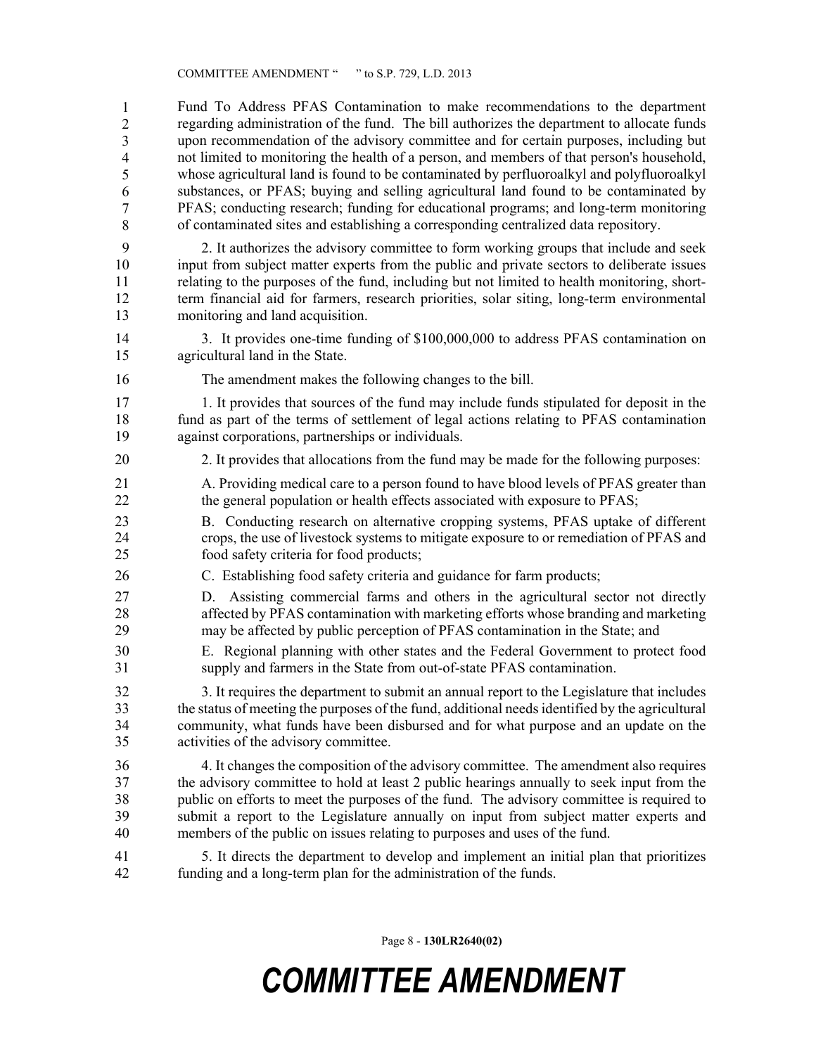Fund To Address PFAS Contamination to make recommendations to the department regarding administration of the fund. The bill authorizes the department to allocate funds upon recommendation of the advisory committee and for certain purposes, including but not limited to monitoring the health of a person, and members of that person's household, whose agricultural land is found to be contaminated by perfluoroalkyl and polyfluoroalkyl substances, or PFAS; buying and selling agricultural land found to be contaminated by PFAS; conducting research; funding for educational programs; and long-term monitoring of contaminated sites and establishing a corresponding centralized data repository.

2. It authorizes the advisory committee to form working groups that include and seek input from subject matter experts from the public and private sectors to deliberate issues relating to the purposes of the fund, including but not limited to health monitoring, short-term financial aid for farmers, research priorities, solar siting, long-term environmental monitoring and land acquisition.

3. It provides one-time funding of $100,000,000 to address PFAS contamination on agricultural land in the State.

The amendment makes the following changes to the bill.

1. It provides that sources of the fund may include funds stipulated for deposit in the fund as part of the terms of settlement of legal actions relating to PFAS contamination against corporations, partnerships or individuals.

2. It provides that allocations from the fund may be made for the following purposes:

A. Providing medical care to a person found to have blood levels of PFAS greater than the general population or health effects associated with exposure to PFAS;

B. Conducting research on alternative cropping systems, PFAS uptake of different crops, the use of livestock systems to mitigate exposure to or remediation of PFAS and food safety criteria for food products;

C. Establishing food safety criteria and guidance for farm products;

D. Assisting commercial farms and others in the agricultural sector not directly affected by PFAS contamination with marketing efforts whose branding and marketing may be affected by public perception of PFAS contamination in the State; and

E. Regional planning with other states and the Federal Government to protect food supply and farmers in the State from out-of-state PFAS contamination.

3. It requires the department to submit an annual report to the Legislature that includes the status of meeting the purposes of the fund, additional needs identified by the agricultural community, what funds have been disbursed and for what purpose and an update on the activities of the advisory committee.

4. It changes the composition of the advisory committee. The amendment also requires the advisory committee to hold at least 2 public hearings annually to seek input from the public on efforts to meet the purposes of the fund. The advisory committee is required to submit a report to the Legislature annually on input from subject matter experts and members of the public on issues relating to purposes and uses of the fund.

5. It directs the department to develop and implement an initial plan that prioritizes funding and a long-term plan for the administration of the funds.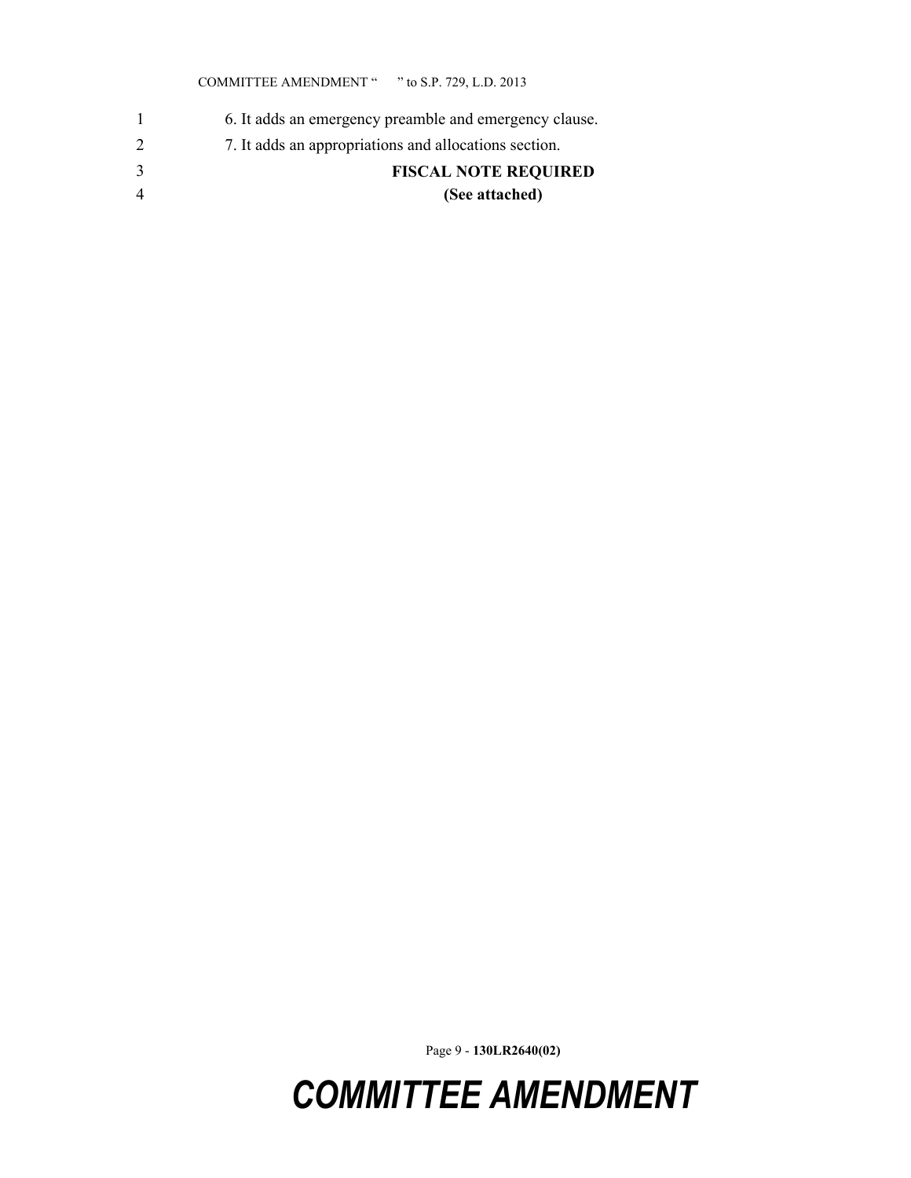6. It adds an emergency preamble and emergency clause.

7. It adds an appropriations and allocations section.

**FISCAL NOTE REQUIRED**

**(See attached)**